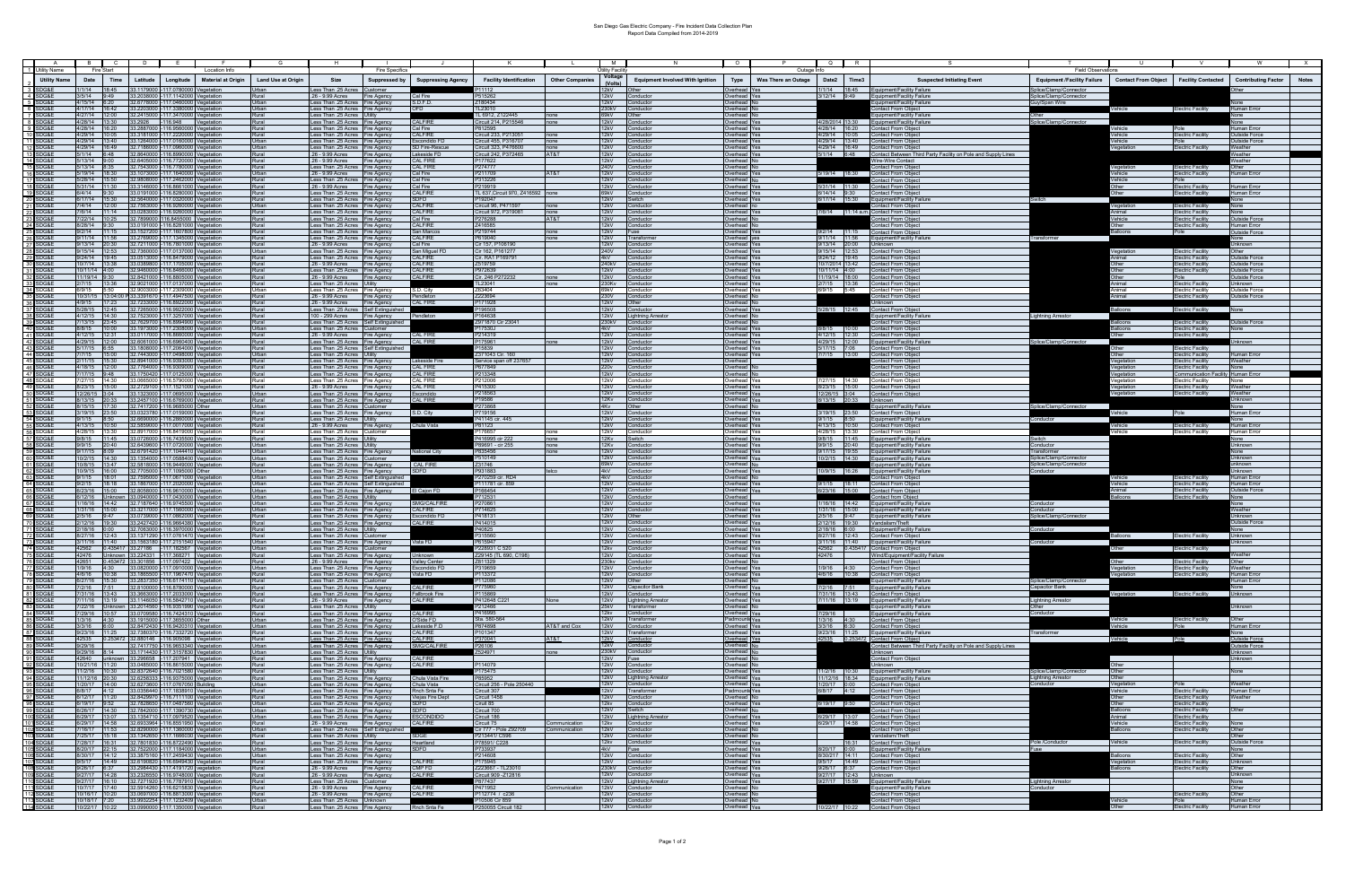# San Diego Gas Electric Company - Fire Incident Data Collection Plan

Report Data Compiled from 2014-2019

| Utility Name | Fire Start | | Location Info | | | | Fire Specifics | | | | | Utility Facility | | | Outage Info | | | | Field Observations | | | | |
|---|---|---|---|---|---|---|---|---|---|---|---|---|---|---|---|---|---|---|---|---|---|---|---|
| Utility Name | Date | Time | Latitude | Longitude | Material at Origin | Land Use at Origin | Size | Suppressed by | Suppressing Agency | Facility Identification | Other Companies | Voltage (Volts) | Equipment Involved With Ignition | Type | Was There an Outage | Date2 | Time3 | Suspected Initiating Event | Equipment /Facility Failure | Contact From Object | Facility Contacted | Contributing Factor | Notes |
| SDG&E | 1/1/14 | 18:45 | 33.1179000 | 117.0780000 | Vegetation | Urban | Less Than .25 Acres | Customer | | P11112 | | 12kV | Other | Overhead | Yes | 1/1/14 | 18:45 | Equipment/Facility Failure | Splice/Clamp/Connector | | | Other | |
| SDG&E | 3/5/14 | 9:49 | 33.2038600 | 117.1142000 | Vegetation | Rural | .26 - 9.99 Acres | Fire Agency | Cal Fire | P515262 | | 12kV | Conductor | Overhead | Yes | 3/12/14 | 9:49 | Equipment/Facility Failure | Splice/Clamp/Connector | | | | |
| SDG&E | 4/15/14 | 6:20 | 32.6778000 | 117.0460000 | Vegetation | Urban | Less Than .25 Acres | Fire Agency | S.D.F.D. | Z180434 | | 12kV | Conductor | Overhead | No | | | Equipment/Facility Failure | Guy/Span Wire | | | None | |
| SDG&E | 4/17/14 | 16:42 | 33.2203000 | 117.3380000 | Vegetation | Urban | Less Than .25 Acres | Fire Agency | OFD | TL23010 | | 230kV | Conductor | Overhead | No | | | Contact From Object | | Vehicle | Electric Facility | Human Error | |
| SDG&E | 4/27/14 | 12:00 | 32.2415000 | 117.3470000 | Vegetation | Rural | Less Than .25 Acres | Utility | | TL 6912, Z122445 | none | 69kV | Other | Overhead | Yes | | | Equipment/Facility Failure | Other | | | None | |
| SDG&E | 4/28/14 | 13:30 | 33.2026 | -116.948 | Vegetation | Rural | Less Than .25 Acres | Fire Agency | CALFIRE | Circuit 214, P215546 | none | 12kV | Conductor | Overhead | Yes | 4/28/2014 | 13:30 | Equipment/Facility Failure | Splice/Clamp/Connector | | | None | |
| SDG&E | 4/28/14 | 16:20 | 33.2887000 | 116.9560000 | Vegetation | Rural | Less Than .25 Acres | Fire Agency | Cal Fire | P812595 | | 12kV | Conductor | Overhead | Yes | 4/28/14 | 16:20 | Contact From Object | | Vehicle | Pole | Human Error | |
| SDG&E | 4/29/14 | 10:05 | 33.3181000 | 117.2220000 | Vegetation | Rural | Less Than .25 Acres | Fire Agency | CALFIRE | Circuit 233, P213051 | none | 12kV | Conductor | Overhead | Yes | 4/29/14 | 10:05 | Contact From Object | | Vehicle | Electric Facility | Human Error | |
| SDG&E | 4/29/14 | 13:40 | 33.1264000 | 117.0180000 | Vegetation | Urban | Less Than .25 Acres | Fire Agency | Escondido FD | Circuit 455, P316707 | none | 12kV | Conductor | Overhead | Yes | 4/29/14 | 13:40 | Contact From Object | | Vehicle | Pole | Outside Force | |
| SDG&E | 4/29/14 | 16:49 | 32.7186000 | 117.0851000 | Vegetation | Urban | Less Than .25 Acres | Fire Agency | SD Fire-Rescue | Circuit 323, P478600 | none | 12kV | Conductor | Overhead | Yes | 4/29/14 | 16:49 | Contact From Object | | Vegetation | Electric Facility | Weather | |
| SDG&E | 5/1/14 | 6:48 | 32.8640000 | 116.8990000 | Vegetation | Rural | .26 - 9.99 Acres | Fire Agency | Lakeside FD | Circuit 242, P372465 | AT&T | 12kV | Conductor | Overhead | Yes | 5/1/14 | 6:48 | Contact Between Third Party Facility on Pole and Supply Lines | | | | Weather | |
| SDG&E | 5/13/14 | 9:00 | 32.6405000 | 116.7720000 | Vegetation | Rural | .26 - 9.99 Acres | Fire Agency | Cal Fire | P177822 | | 12kV | Conductor | Overhead | No | | | Wire-Wire Contact | | | | Weather | |
| SDG&E | 5/13/14 | 8:35 | 32.7543000 | 116.7780000 | Vegetation | Rural | Less Than .25 Acres | Fire Agency | CAL FIRE | P274777 | | 240V | Conductor | Overhead | No | | | Contact From Object | | Vegetation | Electric Facility | Other | |
| SDG&E | 5/19/14 | 16:30 | 33.1073000 | 116.7640000 | Vegetation | Rural | .26 - 9.99 Acres | Fire Agency | Cal Fire | P211709 | AT&T | 12kV | Conductor | Overhead | Yes | 5/19/14 | 16:30 | Contact From Object | | Vehicle | Electric Facility | Human Error | |
| SDG&E | 5/28/14 | 15:50 | 32.9808000 | 117.2462000 | Vegetation | Rural | Less Than .25 Acres | Fire Agency | Cal Fire | P313226 | | 12kV | Conductor | Overhead | No | | | Contact From Object | | Vehicle | Pole | | |
| SDG&E | 5/31/14 | 11:30 | 33.3146000 | 116.8861000 | Vegetation | Rural | .26 - 9.99 Acres | Fire Agency | Cal Fire | P219919 | | 12kV | Conductor | Overhead | Yes | 5/31/14 | 11:30 | Contact From Object | | Other | Electric Facility | Human Error | |
| SDG&E | 6/4/14 | 9:30 | 33.0191000 | 116.8280000 | Vegetation | Rural | Less Than .25 Acres | Fire Agency | CALFIRE | TL 637, Circuit 970, Z416592 | none | 69kV | Conductor | Overhead | Yes | 6/14/14 | 9:30 | Contact From Object | | Other | Electric Facility | Human Error | |
| SDG&E | 6/11/14 | 15:30 | 32.5840000 | 117.0200000 | Vegetation | Rural | Less Than .25 Acres | Fire Agency | SDFD | P192047 | | 12kV | Switch | Overhead | Yes | 6/11/14 | 15:30 | Equipment/Facility Failure | Switch | | | | |
| SDG&E | 7/4/14 | 12:00 | 32.7583000 | 116.9260000 | Vegetation | Urban | Less Than .25 Acres | Fire Agency | CALFIRE | Circuit 96, P471597 | none | 12kV | Conductor | Overhead | No | | | Contact From Object | | Vegetation | Electric Facility | None | |
| SDG&E | 7/6/14 | 11:14 | 33.0283000 | 116.9280000 | Vegetation | Rural | Less Than .25 Acres | Fire Agency | CALFIRE | Circuit 972, P319081 | none | 12kV | Conductor | Overhead | Yes | 7/6/14 | 11:14 a.m. | Contact From Object | | Animal | Electric Facility | None | |
| SDG&E | 7/22/14 | 10:25 | 32.7899000 | 116.8455000 | Vegetation | Rural | Less Than .25 Acres | Fire Agency | Cal Fire | P276288 | AT&T | 12kV | Conductor | Overhead | No | | | Contact From Object | | Vehicle | Electric Facility | Outside Force | |
| SDG&E | 8/28/14 | 9:30 | 33.0191000 | 116.8281000 | Vegetation | Rural | Less Than .25 Acres | Fire Agency | CALFIRE | Z416592 | | 69kV | Conductor | Overhead | No | | | Contact From Object | | Other | Electric Facility | Outside Force | |
| SDG&E | 9/2/14 | 11:15 | 33.1527200 | 117.1607600 | Vegetation | Urban | Less Than .25 Acres | Fire Agency | San Marcos | P218744 | none | 12kV | Fuse | Overhead | Yes | 9/2/14 | 11:15 | Contact From Object | | Balloons | Pole | Outside Force | |
| SDG&E | 9/11/14 | 11:56 | 32.2769000 | 117.1345000 | Vegetation | Urban | Less Than .25 Acres | Fire Agency | CALFIRE | P619040 | none | 12kV | Transformer | Overhead | Yes | 9/11/14 | 11:56 | Equipment/Facility Failure | Transformer | | | None | |
| SDG&E | 9/13/14 | 20:30 | 32.7211000 | 116.7801000 | Vegetation | Rural | .26 - 9.99 Acres | Fire Agency | Cal Fire | Cir 157, P108190 | | 12kV | Conductor | Overhead | Yes | 9/13/14 | 20:00 | Unknown | | | | Unknown | |
| SDG&E | 9/15/14 | 12:53 | 32.7366000 | 117.0137000 | Vegetation | Urban | Less Than .25 Acres | Fire Agency | San Miguel FD | Cir 162, P161277 | | 240V | Conductor | Overhead | Yes | 9/15/14 | 12:53 | Contact From Object | | Vegetation | Electric Facility | Other | |
| SDG&E | 9/24/14 | 19:45 | 33.0513000 | 116.8479000 | Vegetation | Rural | Less Than .25 Acres | Fire Agency | CALFIRE | Cir. RA1 P169781 | | 4kV | Conductor | Overhead | Yes | 9/24/12 | 19:45 | Contact From Object | | Animal | Electric Facility | Outside Force | |
| SDG&E | 10/11/14 | 10:58 | 33.0398600 | 117.1160000 | Vegetation | Rural | .26 - 9.99 Acres | Fire Agency | CALFIRE | Z578758 | | 240kV | Conductor | Overhead | Yes | 10/11/2014 | 10:42 | Contact From Object | | Other | Electric Facility | Outside Force | |
| SDG&E | 10/11/14 | 4:00 | 32.9460000 | 116.8460000 | Vegetation | Rural | Less Than .25 Acres | Fire Agency | CALFIRE | P972539 | | 12kV | Conductor | Overhead | Yes | 10/11/14 | 4:00 | Contact From Object | | Other | Electric Facility | Outside Force | |
| SDG&E | 11/19/14 | 9:30 | 32.8421000 | 116.8803000 | Vegetation | Rural | .26 - 9.99 Acres | Fire Agency | CALFIRE | Cir. 246 P272232 | none | 12kV | Conductor | Overhead | Yes | 11/19/14 | 18:00 | Contact From Object | | Other | Pole | Outside Force | |
| SDG&E | 2/7/15 | 13:36 | 32.9021000 | 117.0137000 | Vegetation | Urban | Less Than .25 Acres | Utility | | TL23041 | | 230kV | Conductor | Overhead | Yes | 2/7/15 | 13:36 | Contact From Object | | Animal | Electric Facility | Unknown | |
| SDG&E | 6/9/15 | 5:50 | 32.9003000 | 117.2309000 | Vegetation | Urban | Less Than .25 Acres | Fire Agency | S.D. City | Z63404 | | 69kV | Conductor | Overhead | Yes | 6/9/15 | 5:45 | Contact From Object | | Animal | Electric Facility | Outside Force | |
| SDG&E | 10/3/15 | 12:04:00 PM | 33.3391670 | 117.4947500 | Vegetation | Rural | .26 - 9.99 Acres | Fire Agency | Pendleton | Z23694 | | 230kV | Conductor | Overhead | Yes | | | Contact From Object | | Animal | Electric Facility | Outside Force | |
| SDG&E | 4/9/15 | 17:23 | 32.7233000 | 116.8922000 | Vegetation | Rural | .26 - 9.99 Acres | Fire Agency | CAL FIRE | P171928 | | 12kV | Other | Overhead | No | | | Unknown | | | | | |
| SDG&E | 5/28/15 | 12:45 | 32.7265000 | 116.9922000 | Vegetation | Rural | Less Than .25 Acres | Self Extinguished | | P196505 | | 12kV | Conductor | Overhead | Yes | 5/28/15 | 12:45 | Contact From Object | | Balloons | Electric Facility | None | |
| SDG&E | 4/12/15 | 14:30 | 32.7523000 | 117.3257000 | Vegetation | Rural | 100 - 299 Acres | Fire Agency | Pendleton | P164638 | | 12kV | Lightning Arrestor | Overhead | No | | | Equipment/Facility Failure | Lightning Arrestor | | | | |
| SDG&E | 7/13/15 | 22:45 | 32.7629100 | 116.8994600 | Vegetation | Urban | Less Than .25 Acres | Self Extinguished | | Z971870 Cir 23041 | | 230kV | Conductor | Overhead | No | | | Contact From Object | | Balloons | Electric Facility | Outside Force | |
| SDG&E | 8/6/15 | 10:00 | 33.1973000 | 117.2308000 | Vegetation | Urban | Less Than .25 Acres | Customer | | P17530J | | 4kV | Conductor | Overhead | Yes | 8/6/15 | 10:00 | Contact From Object | | Balloons | Electric Facility | None | |
| SDG&E | 4/12/15 | 12:31 | 33.0111000 | 116.9660000 | Vegetation | Rural | .26 - 9.99 Acres | Fire Agency | CAL FIRE | P214379 | | 12kV | Conductor | Overhead | Yes | 4/12/15 | 12:30 | Contact From Object | | Other | | | |
| SDG&E | 4/29/15 | 12:00 | 32.6061000 | 116.6960400 | Vegetation | Rural | Less Than .25 Acres | Fire Agency | CAL FIRE | P175961 | none | 12kV | Conductor | Overhead | Yes | 4/29/15 | 12:00 | Equipment/Facility Failure | Splice/Clamp/Connector | | | Unknown | |
| SDG&E | 5/17/15 | 8:50 | 33.1808000 | 117.2064000 | Vegetation | Rural | Less Than .25 Acres | Self Extinguished | | P15839 | | 12kV | Conductor | Overhead | Yes | 5/17/15 | 7:06 | Contact From Object | | Other | Electric Facility | None | |
| SDG&E | 7/7/15 | 15:00 | 32.7443000 | 117.0498000 | Vegetation | Rural | Less Than .25 Acres | Utility | | Z371043 Cir. 160 | | 12kV | Conductor | Overhead | Yes | 7/7/15 | 13:00 | Contact From Object | | Other | Electric Facility | Human Error | |
| SDG&E | 2/11/15 | 15:30 | 32.8941000 | 116.9303000 | Vegetation | Rural | Less Than .25 Acres | Fire Agency | Lakeside Fire | Service span off Z37657 | | 12kV | Conductor | Overhead | No | | | Contact From Object | | Vegetation | Electric Facility | Unknown | |
| SDG&E | 4/18/15 | 12:00 | 32.7764000 | 116.9309000 | Vegetation | Rural | Less Than .25 Acres | Fire Agency | CAL FIRE | P677849 | | 220v | Conductor | Overhead | No | | | Contact From Object | | Vegetation | Electric Facility | None | |
| SDG&E | 7/17/15 | 8:46 | 33.1750420 | 117.0120500 | Vegetation | Rural | Less Than .25 Acres | Fire Agency | CAL FIRE | P213348 | | 12kV | Conductor | Overhead | No | | | Contact From Object | | Vegetation | Communication Facility | Human Error | |
| SDG&E | 7/27/15 | 14:30 | 33.0665000 | 116.5790000 | Vegetation | Rural | Less Than .25 Acres | Fire Agency | CAL FIRE | P212006 | | 12kV | Conductor | Overhead | Yes | 7/27/15 | 14:30 | Contact From Object | | Vegetation | Electric Facility | Weather | |
| SDG&E | 8/23/15 | 15:00 | 32.2729100 | 117.1521000 | Vegetation | Rural | .26 - 9.99 Acres | Fire Agency | CAL FIRE | P415300 | | 12kV | Conductor | Overhead | Yes | 8/23/15 | 15:00 | Contact From Object | | Vegetation | Electric Facility | Weather | |
| SDG&E | 12/26/15 | 3:04 | 33.1323000 | 117.0695000 | Vegetation | Urban | Less Than .25 Acres | Fire Agency | Escondido | P218563 | | 12kV | Conductor | Overhead | Yes | 12/26/15 | 3:04 | Contact From Object | | Vegetation | Electric Facility | Weather | |
| SDG&E | 8/13/15 | 20:33 | 33.2457100 | 116.6760000 | Vegetation | Rural | Less Than .25 Acres | Fire Agency | CAL FIRE | P19586 | | 12kV | Conductor | Overhead | Yes | 8/13/15 | 20:33 | Unknown | | | | Unknown | |
| SDG&E | 8/15/15 | 17:30 | 32.7417200 | 116.9685000 | Other | Urban | Less Than .25 Acres | Customer | | P273868 | | 4kV | Other | Overhead | No | | | Equipment/Facility Failure | Splice/Clamp/Connector | | | Unknown | |
| SDG&E | 3/19/15 | 23:50 | 32.0323780 | 117.0159000 | Vegetation | Rural | Less Than .25 Acres | Fire Agency | S.D. City | P710156 | | 12kV | Conductor | Overhead | Yes | 3/19/15 | 23:50 | Contact From Object | | Vehicle | Pole | Human Error | |
| SDG&E | 9/1/15 | 8:50 | 32.8690000 | 116.2860000 | Vegetation | Rural | Less Than .25 Acres | Utility | | P41145 cir. 445 | | 12kV | Conductor | Overhead | Yes | 9/1/15 | 8:50 | Equipment/Facility Failure | Conductor | | | | |
| SDG&E | 4/13/15 | 10:50 | 32.5859000 | 117.0817000 | Vegetation | Rural | .26 - 9.99 Acres | Fire Agency | Chula Vista | P81123 | | 12kV | Conductor | Overhead | Yes | 4/13/15 | 10:50 | Contact From Object | | Vehicle | Electric Facility | Human Error | |
| SDG&E | 4/28/15 | 13:30 | 32.8917000 | 116.8479000 | Vegetation | Rural | Less Than .25 Acres | Customer | | P76857 | none | 12kV | Conductor | Overhead | Yes | 4/28/15 | 13:30 | Contact From Object | | Vehicle | Electric Facility | Human Error | |
| SDG&E | 9/8/15 | 11:45 | 33.0726000 | 116.7435500 | Vegetation | Urban | Less Than .25 Acres | Utility | | P416995 cir 222 | none | 12kV | Switch | Overhead | Yes | 9/8/15 | 11:45 | Equipment/Facility Failure | Switch | | | None | |
| SDG&E | 9/9/15 | 20:40 | 32.6439600 | 117.0720000 | Vegetation | Urban | Less Than .25 Acres | Utility | | P89691 - cir 255 | none | 12kV | Conductor | Overhead | Yes | 9/9/15 | 20:40 | Equipment/Facility Failure | Conductor | | | Unknown | |
| SDG&E | 9/17/15 | 19:55 | 32.6701420 | 117.1044410 | Vegetation | Urban | Less Than .25 Acres | Fire Agency | National City | P633456 | none | 12kV | Conductor | Overhead | Yes | 9/17/15 | 19:55 | Equipment/Facility Failure | Transformer | | | Unknown | |
| SDG&E | 10/2/15 | 14:30 | 33.1354000 | 117.0588400 | Vegetation | Urban | Less Than .25 Acres | Customer | | P510149 | | 12kV | Conductor | Overhead | Yes | 10/2/15 | 14:30 | Equipment/Facility Failure | Splice/Clamp/Connector | | | Unknown | |
| SDG&E | 10/8/15 | 13:47 | 32.5818600 | 116.9449000 | Vegetation | Rural | Less Than .25 Acres | Fire Agency | CAL FIRE | Z31746 | | 69kV | Conductor | Overhead | No | | | Equipment/Facility Failure | Splice/Clamp/Connector | | | Unknown | |
| SDG&E | 10/8/15 | 18:00 | 32.7705000 | 117.1095000 | Other | Urban | Less Than .25 Acres | Fire Agency | SDFD | P931883 | Telco | 4kV | Conductor | Overhead | Yes | 10/8/15 | 18:26 | Equipment/Facility Failure | Conductor | | | Unknown | |
| SDG&E | 9/1/15 | 18:01 | 32.7595000 | 117.0673000 | Vegetation | Urban | Less Than .25 Acres | Self Extinguished | | P270259 cir. RD4 | | 4kV | Conductor | Overhead | No | | | Contact From Object | | Vehicle | Electric Facility | Human Error | |
| SDG&E | 9/2/15 | 16:18 | 32.7867100 | 117.2023000 | Vegetation | Urban | Less Than .25 Acres | Self Extinguished | | P11154 cir. 859 | | 12kV | Conductor | Overhead | Yes | 9/2/15 | 16:11 | Contact From Object | | Vehicle | Electric Facility | Human Error | |
| SDG&E | 6/23/16 | 15:00 | 32.8058000 | 116.9610000 | Vegetation | Urban | Less Than .25 Acres | Fire Agency | El Cajon FD | P166454 | | 12kV | Conductor | Overhead | Yes | 6/23/16 | 15:00 | Contact From Object | | Animal | Electric Facility | Outside Force | |
| SDG&E | 6/12/16 | Unknown | 33.0940000 | 117.0430000 | Vegetation | Urban | Less Than .25 Acres | Utility | | P712531 | | 12kV | Conductor | Overhead | No | | | Contact From Object | | Balloons | Electric Facility | None | |
| SDG&E | 1/16/16 | 14:42 | 32.7187640 | 116.9745500 | Vegetation | Urban | Less Than .25 Acres | Fire Agency | SMG/CALFIRE | P270861 | | 12kV | Conductor | Overhead | Yes | 1/16/16 | 14:42 | Equipment/Facility Failure | Conductor | | | | |
| SDG&E | 1/31/16 | 15:00 | 32.3217000 | 117.1560000 | Vegetation | Urban | Less Than .25 Acres | Fire Agency | CALFIRE | P714625 | | 12kV | Conductor | Overhead | Yes | 1/31/16 | 15:00 | Equipment/Facility Failure | Conductor | | | Weather | |
| SDG&E | 2/5/16 | 9:47 | 33.0739000 | 117.0862000 | Vegetation | Rural | Less Than .25 Acres | Fire Agency | Escondido FD | P418131 | | 12kV | Other | Overhead | Yes | 2/5/16 | 9:47 | Equipment/Facility Failure | Splice/Clamp/Connector | | | Unknown | |
| SDG&E | 2/12/16 | 19:30 | 32.2427420 | 116.9664380 | Vegetation | Rural | Less Than .25 Acres | Fire Agency | CALFIRE | P414015 | | 12kV | Conductor | Overhead | Yes | 2/12/16 | 19:30 | Vandalism/Theft | | | | Outside Force | |
| SDG&E | 2/18/16 | 6:00 | 32.7063000 | 116.3970000 | Vegetation | Rural | Less Than .25 Acres | Utility | | P40825 | | 12kV | Conductor | Overhead | Yes | 2/18/16 | 6:00 | Equipment/Facility Failure | Conductor | | | Unknown | |
| SDG&E | 8/27/16 | 12:43 | 33.1371290 | 117.0761470 | Vegetation | Urban | Less Than .25 Acres | Customer | | P315560 | | 12kV | Conductor | Overhead | Yes | 8/27/16 | 12:43 | Equipment/Facility Failure | Conductor | | | Unknown | |
| SDG&E | 3/11/16 | 11:40 | 33.1563180 | 117.2151540 | Vegetation | Urban | Less Than .25 Acres | Fire Agency | Vista FD | P615847 | | 12kV | Conductor | Overhead | Yes | 3/11/16 | 11:40 | Equipment/Facility Failure | Conductor | | | None | |
| SDG&E | 42562 | 5.435417 | 33.271188 | -117.192567 | Vegetation | Urban | Less Than .25 Acres | Customer | | P228907 C 520 | | 12kV | Conductor | Overhead | Yes | 42562 | 5.435417 | Contact From Object | | Other | Electric Facility | Unknown | |
| SDG&E | 42476 | Unknown | 33.224331 | -117.368271 | Vegetation | Urban | Less Than .25 Acres | Fire Agency | Unknown | Z29145 (TL690, C198) | | 12kV | Conductor | Overhead | Yes | 42476 | | Wind/Equipment/Facility Failure | | | | Weather | |
| SDG&E | 42651 | 5.453472 | 33.301858 | -117.097422 | Vegetation | Rural | .26 - 9.99 Acres | Fire Agency | Valley Center | Z811329 | | 230kV | Conductor | Overhead | No | | | Contact From Object | | Other | Electric Facility | Weather | |
| SDG&E | 1/9/16 | 4:30 | 33.0820000 | 117.0910000 | Vegetation | Urban | Less Than .25 Acres | Fire Agency | Escondido FD | P310659 | | 12kV | Conductor | Overhead | Yes | 1/9/16 | 4:30 | Contact From Object | | Vegetation | Electric Facility | Weather | |
| SDG&E | 4/8/16 | 10:36 | 32.1885500 | 117.1967470 | Vegetation | Rural | Less Than .25 Acres | Fire Agency | Vista FD | P113372 | | 12kV | Conductor | Overhead | Yes | 4/8/16 | 10:36 | Contact From Object | | Vegetation | Electric Facility | Human Error | |
| SDG&E | 8/27/16 | 15:30 | 33.2837330 | 116.6741110 | Vegetation | Rural | Less Than .25 Acres | Customer | | P112086 | | 12kV | Other | Overhead | Yes | | | Equipment/Facility Failure | Splice/Clamp/Connector | | | Unknown | |
| SDG&E | 7/2/16 | 7:51 | 32.8100000 | 116.8780000 | Vegetation | Rural | Less Than .25 Acres | Fire Agency | Cal Fire | P775860 | | 12kV | Capacitor Bank | Overhead | Yes | 7/2/16 | 7:51 | Equipment/Facility Failure | Capacitor Bank | | | Unknown | |
| SDG&E | 7/31/16 | 13:43 | 33.3663000 | 117.2533000 | Vegetation | Rural | Less Than .25 Acres | Fire Agency | Fallbrook Fire | P115869 | | 12kV | Conductor | Overhead | Yes | 7/31/16 | 13:43 | Contact From Object | | Vegetation | Electric Facility | Unknown | |
| SDG&E | 7/11/16 | 13:19 | 33.1146050 | 116.5642710 | Vegetation | Rural | .26 - 9.99 Acres | Fire Agency | CALFIRE | P412846 C221 | None | 12kV | Lightning Arrestor | Overhead | Yes | 7/11/16 | 13:19 | Equipment/Facility Failure | Lightning Arrestor | | | | |
| SDG&E | 7/22/16 | Unknown | 33.2014560 | 116.9351990 | Vegetation | Rural | Less Than .25 Acres | Utility | | P212466 | | 25kV | Transformer | Overhead | No | | | Equipment/Facility Failure | Other | | | Unknown | |
| SDG&E | 7/29/16 | 13:57 | 33.0759580 | 116.7424310 | Vegetation | Rural | Less Than .25 Acres | Fire Agency | CALFIRE | P416994 | | 12kV | Conductor | Overhead | Yes | 7/29/16 | | Contact From Object | | | | Unknown | |
| SDG&E | 1/3/16 | 8:45 | 33.1915000 | 117.3650000 | Other | Urban | Less Than .25 Acres | Fire Agency | O'Side FD | Sta. 580-564 | | 12kV | Transformer | Padmount | Yes | 1/3/16 | 4:30 | Contact From Object | | Vehicle | Electric Facility | Other | |
| SDG&E | 3/3/16 | 8:00 | 32.8472430 | 116.9628230 | Vegetation | Urban | Less Than .25 Acres | Fire Agency | Lakeside F.D | P841885 | AT&T and Cox | 12kV | Conductor | Overhead | Yes | 3/3/16 | 8:30 | Contact From Object | | Vehicle | Pole | Human Error | |
| SDG&E | 9/23/16 | 11:25 | 32.7380370 | 116.7332720 | Vegetation | Rural | Less Than .25 Acres | Fire Agency | CALFIRE | P101347 | | 12kV | Transformer | Overhead | Yes | 9/23/16 | 11:25 | Equipment/Facility Failure | Transformer | | | Unknown | |
| SDG&E | 42535 | 0.253472 | 32.880746 | -116.905098 | Vegetation | Rural | Less Than .25 Acres | Fire Agency | CALFIRE | P570041 | AT&T | 12kV | Conductor | Overhead | Yes | 42535 | 0.253472 | Contact From Object | | Vehicle | Pole | Outside Force | |
| SDG&E | 9/29/16 | | 32.7417750 | 116.9653340 | Vegetation | Urban | Less Than .25 Acres | Fire Agency | SMG/CALFIRE | P26106 | | 12kV | Conductor | Overhead | No | | | Contact Between Third Party Facility on Pole and Supply Lines | | | | Unknown | |
| SDG&E | 9/29/16 | 8:14 | 33.1714430 | 117.3157830 | Vegetation | Urban | Less Than .25 Acres | Fire Agency | | Z524971 | none | 230kV | Conductor | Overhead | No | | | Contact From Object | | | | Unknown | |
| SDG&E | 42640 | unknown | 33.296839 | -117.207941 | Vegetation | Rural | Less Than .25 Acres | Fire Agency | CALFIRE | | | 12kV | Fuse | Overhead | No | | | Contact From Object | | | | | |
| SDG&E | 10/21/16 | 11:20 | 33.0485000 | 116.8615000 | Vegetation | Rural | Less Than .25 Acres | Fire Agency | CALFIRE | P114079 | | 12kV | Conductor | Overhead | No | | | Contact From Object | | Other | | | |
| SDG&E | 11/2/16 | 10:30 | 32.8372640 | 116.7021580 | Vegetation | Rural | Less Than .25 Acres | Utility | | P175475 | | 12kV | Conductor | Overhead | Yes | 11/2/16 | 10:30 | Equipment/Facility Failure | Splice/Clamp/Connector | Other | | None | |
| SDG&E | 11/12/16 | 18:34 | 32.6256333 | 116.9375000 | Vegetation | Rural | Less Than .25 Acres | Fire Agency | Chula Vista Fire | P85952 | | 12kV | Lightning Arrestor | Overhead | Yes | 11/12/16 | 18:34 | Equipment/Facility Failure | Lightning Arrestor | Other | | | |
| SDG&E | 1/20/17 | 14:00 | 32.6273600 | 117.0767700 | Building | Urban | Less Than .25 Acres | Fire Agency | Chula Vista | Circuit 255 - Pole 250440 | | 12kV | Conductor | Overhead | Yes | 1/20/17 | 0:00 | Contact From Object | | Vegetation | Pole | Weather | |
| SDG&E | 8/8/17 | 4:39 | 33.0356440 | 117.1838910 | Vegetation | Rural | Less Than .25 Acres | Fire Agency | Rnch Snta Fe | Circuit 307 | | 12kV | Transformer | Padmount | Yes | 8/8/17 | 4:12 | Contact From Object | | Balloons | Electric Facility | Human Error | |
| SDG&E | 8/12/17 | 11:20 | 32.8425970 | 116.7111100 | Vegetation | Rural | Less Than .25 Acres | Fire Agency | Viejas Fire Dept | Circuit 1458 | | 12kV | Conductor | Overhead | Yes | | | Contact From Object | | Vehicle | Electric Facility | Outside Force | |
| SDG&E | 6/19/17 | 9:52 | 32.7828000 | 117.0487560 | Vegetation | Urban | Less Than .25 Acres | Fire Agency | SDFD | Circuit 83 | | 12kV | Conductor | Overhead | No | | | Contact From Object | | Other | Electric Facility | Weather | |
| SDG&E | 6/26/17 | 14:30 | 32.7842000 | 117.1390730 | Vegetation | Urban | Less Than .25 Acres | Fire Agency | SDFD | Circuit 700 | | 12kV | Switch | Overhead | Yes | 6/19/17 | 9:30 | Contact From Object | | Balloons | Electric Facility | None | |
| SDG&E | 6/29/17 | 13:07 | 33.1354710 | 117.0979520 | Vegetation | Rural | Less Than .25 Acres | Fire Agency | ESCONDIDO | Circuit 188 | | 12kV | Lightning Arrestor | Overhead | Yes | 6/29/17 | 13:07 | Contact From Object | | Animal | Electric Facility | | |
| SDG&E | 6/29/17 | 14:58 | 32.6933984 | 116.8591951 | Vegetation | Rural | .26 - 9.99 Acres | Fire Agency | CALFIRE | Circuit 176 | Communication | 12kV | Conductor | Overhead | Yes | 6/29/17 | 14:58 | Contact From Object | | Vehicle | Electric Facility | Human Error | |
| SDG&E | 7/16/17 | 11:53 | 32.8290000 | 117.1460000 | Vegetation | Rural | Less Than .25 Acres | Self Extinguished | | Cir 777 - Pole Z92709 | Communication | 12kV | Conductor | Overhead | Yes | | | Contact From Object | | Balloons | Electric Facility | Outside Force | |
| SDG&E | 7/25/17 | 18:35 | 33.1342650 | 117.1668030 | Vegetation | Urban | Less Than .25 Acres | Fire Agency | SDGE | Z13441 / Z198 | | 12kV | Conductor | Overhead | No | | | Contact From Object | | Balloons | Electric Facility | None | |
| SDG&E | 7/28/17 | 16:31 | 32.7801830 | 116.8722400 | Vegetation | Rural | Less Than .25 Acres | Fire Agency | Heartland | P78591/ C228 | | 12kV | Conductor | Overhead | Yes | | 16:31 | Equipment/Facility Failure | Pole/Conductor | | | Unknown | |
| SDG&E | 8/20/17 | 22:15 | 32.7522000 | 117.1194000 | Vegetation | Urban | Less Than .25 Acres | Fire Agency | SDFD | P733937 | | 4kV | Fuse | Overhead | Yes | 8/20/17 | 0:00 | Equipment/Facility Failure | Fuse | | | Unknown | |
| SDG&E | 8/30/17 | 14:12 | 33.3875160 | 117.2459430 | Vegetation | Rural | Less Than .25 Acres | Fire Agency | CALFIRE | P214608 | | 12kV | Conductor | Overhead | Yes | 8/30/17 | 14:11 | Contact From Object | | Vehicle | Electric Facility | Unknown | |
| SDG&E | 9/5/17 | 14:49 | 32.6196800 | 116.8949490 | Vegetation | Rural | Less Than .25 Acres | Fire Agency | CALFIRE | P175645 | | 12kV | Conductor | Overhead | Yes | 9/5/17 | 14:49 | Contact From Object | | Balloons | Electric Facility | Unknown | |
| SDG&E | 9/26/17 | 6:37 | 33.2984430 | 117.4191720 | Vegetation | Rural | .26 - 9.99 Acres | Fire Agency | CMP FD | Z223687 - TL23010 | | 230kV | Conductor | Overhead | Yes | 9/26/17 | 6:37 | Contact From Object | | Balloons | Electric Facility | Unknown | |
| SDG&E | 9/27/17 | 14:28 | 33.2326550 | 116.9748500 | Vegetation | Rural | .26 - 9.99 Acres | Fire Agency | CALFIRE | Circuit 909 - Z12816 | | 12kV | Conductor | Overhead | Yes | 9/27/17 | 12:43 | Unknown | | | | Unknown | |
| SDG&E | 9/27/17 | 16:10 | 32.7271600 | 116.7787910 | Vegetation | Rural | Less Than .25 Acres | Fire Agency | CALFIRE | P877437 | | 12kV | Lightning Arrestor | Overhead | Yes | 9/27/17 | 15:59 | Equipment/Facility Failure | Lightning Arrestor | | | Unknown | |
| SDG&E | 10/7/17 | 17:40 | 32.5914260 | 116.8215830 | Vegetation | Rural | Less Than .25 Acres | Fire Agency | CALFIRE | P471952 | Communication | 12kV | Conductor | Overhead | No | | | Contact From Object | | Other | | | |
| SDG&E | 10/16/17 | 10:20 | 33.0697000 | 116.8813000 | Vegetation | Rural | .26 - 9.99 Acres | Fire Agency | CALFIRE | P112774 / C236 | | 12kV | Conductor | Overhead | No | | | Contact From Object | | Vehicle | | | |
| SDG&E | 10/18/17 | 7:20 | 33.0932254 | 117.1232409 | Vegetation | Urban | Less Than .25 Acres | Utility | | P10188 Cir 859 | | 12kV | Conductor | Overhead | Yes | | | Contact From Object | | Balloons | | | |
| SDG&E | 10/22/17 | 10:22 | 33.0996000 | 117.1350000 | Vegetation | Rural | Less Than .25 Acres | Fire Agency | Rnch Snta Fe | P250055 Circuit 182 | | 12kV | Conductor | Overhead | Yes | 10/22/17 | 10:22 | Contact From Object | | Balloons | | | |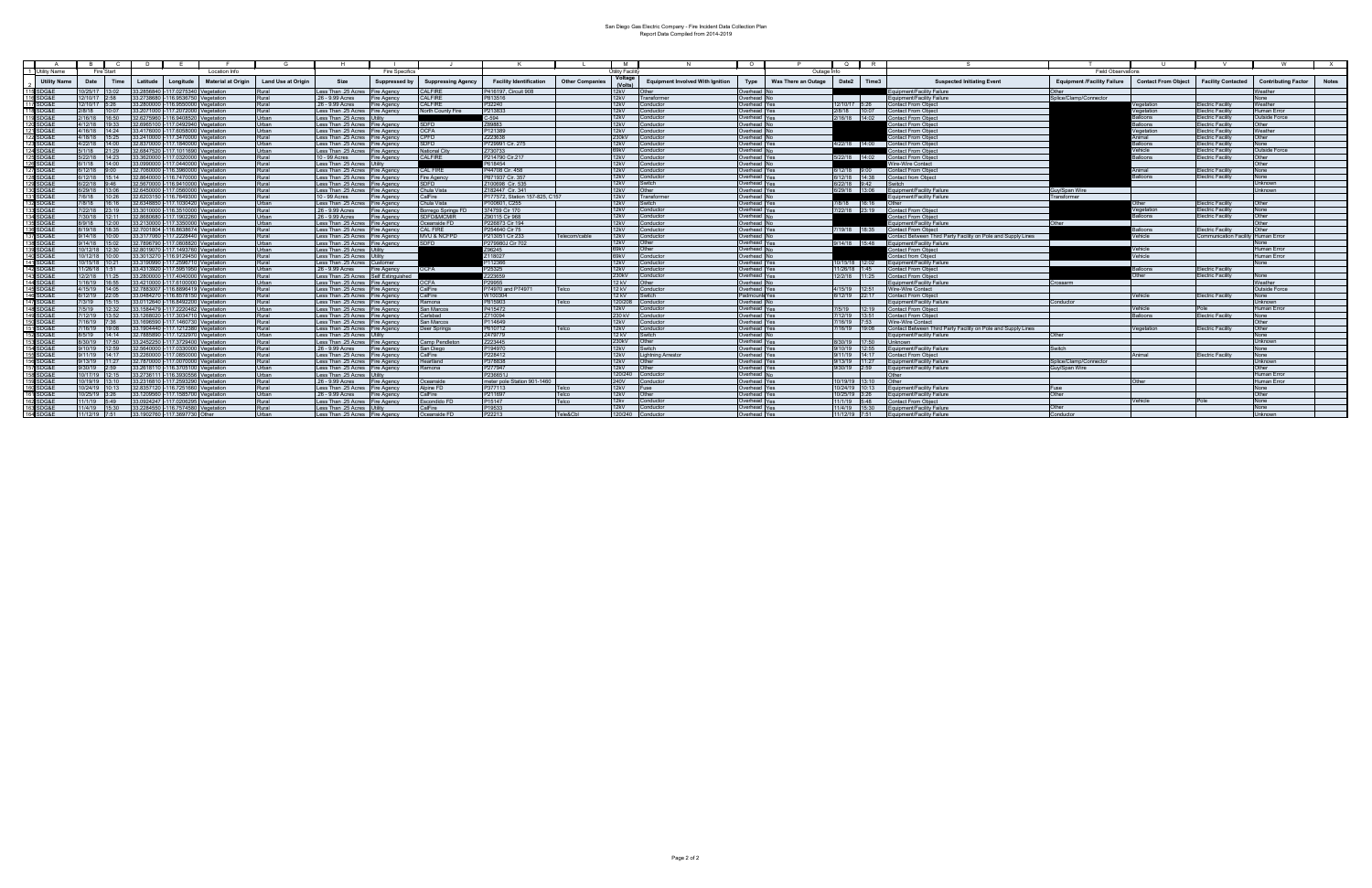| Utility Name | Fire Start | | Location Info | | | | Fire Specifics | | | Utility Facility | | | | | Outage Info | | | Field Observations | | | | | |
|---|---|---|---|---|---|---|---|---|---|---|---|---|---|---|---|---|---|---|---|---|---|---|---|
| Utility Name | Date | Time | Latitude | Longitude | Material at Origin | Land Use at Origin | Size | Suppressed by | Suppressing Agency | Facility Identification | Other Companies | Voltage (Volts) | Equipment Involved With Ignition | Type | Was There an Outage | Date2 | Time3 | Suspected Initiating Event | Equipment /Facility Failure | Contact From Object | Facility Contacted | Contributing Factor | Notes |
| SDG&E | 10/25/17 | 13:02 | 33.2856840 | -117.0275340 | Vegetation | Rural | Less Than .25 Acres | Fire Agency | CALFIRE | P416197, Circuit 908 | | 12kV | Other | Overhead | No | | | Equipment/Facility Failure | Other | | | Weather | |
| SDG&E | 12/10/17 | 2:58 | 33.3738680 | -116.9536750 | Vegetation | Rural | .26 - 9.99 Acres | Fire Agency | CALFIRE | P613516 | | 12kV | Transformer | Overhead | No | | | Equipment/Facility Failure | Splice/Clamp/Connector | | | None | |
| SDG&E | 12/10/17 | 5:26 | 33.2800000 | -116.9550000 | Vegetation | Rural | .26 - 9.99 Acres | Fire Agency | CALFIRE | P32240 | | 12kV | Conductor | Overhead | Yes | 12/10/17 | 5:26 | Contact From Object | | Vegetation | Electric Facility | Weather | |
| SDG&E | 2/8/18 | 10:07 | 33.2071000 | -117.2072000 | Vegetation | Rural | Less Than .25 Acres | Fire Agency | North County Fire | P213633 | | 12kV | Conductor | Overhead | Yes | 2/8/18 | 10:07 | Contact From Object | | Vegetation | Electric Facility | Human Error | |
| SDG&E | 2/16/18 | 16:50 | 32.8275960 | -116.9408520 | Vegetation | Urban | Less Than .25 Acres | Utility | | C-594 | | 12kV | Conductor | Overhead | Yes | 2/16/18 | 14:02 | Contact From Object | | Balloons | Electric Facility | Outside Force | |
| SDG&E | 4/12/18 | 19:33 | 32.8965100 | -117.0492940 | Vegetation | Urban | Less Than .25 Acres | Fire Agency | SDFD | Z89883 | | 12kV | Conductor | Overhead | No | | | Contact From Object | | Balloons | Electric Facility | Other | |
| SDG&E | 4/16/18 | 14:24 | 33.4178000 | -117.6058000 | Vegetation | Urban | Less Than .25 Acres | Fire Agency | OCFA | P121389 | | 12kV | Conductor | Overhead | No | | | Contact From Object | | Vegetation | Electric Facility | Weather | |
| SDG&E | 4/18/18 | 15:25 | 33.2410000 | -117.3470000 | Vegetation | Urban | Less Than .25 Acres | Fire Agency | CPFD | Z223636 | | 230kV | Conductor | Overhead | No | | | Contact From Object | | Animal | Electric Facility | Other | |
| SDG&E | 4/22/18 | 14:00 | 32.8370000 | -117.1840000 | Vegetation | Urban | Less Than .25 Acres | Fire Agency | SDFD | P729991 Cir. 275 | | 12kV | Conductor | Overhead | Yes | 4/22/18 | 14:00 | Contact From Object | | Balloons | Electric Facility | None | |
| SDG&E | 5/1/18 | 21:29 | 32.6847520 | -117.1011890 | Vegetation | Urban | Less Than .25 Acres | Fire Agency | National City | Z730733 | | 69kV | Conductor | Overhead | No | | | Contact From Object | | Vehicle | Electric Facility | Outside Force | |
| SDG&E | 5/22/18 | 14:23 | 33.3620000 | -117.0320000 | Vegetation | Rural | 10 - 99 Acres | Fire Agency | CALFIRE | P214790 Cir.217 | | 12kV | Conductor | Overhead | Yes | 5/22/18 | 14:02 | Contact From Object | | Balloons | Electric Facility | Other | |
| SDG&E | 6/1/18 | 14:00 | 33.0990000 | -117.0440000 | Vegetation | Rural | Less Than .25 Acres | No | | P618454 | | 12kV | Conductor | Overhead | No | | | Wire-Wire Contact | | | | Other | |
| SDG&E | 6/12/18 | 9:00 | 32.7080000 | -116.3960000 | Vegetation | Rural | Less Than .25 Acres | Fire Agency | CAL FIRE | P44708 Cir. 458 | | 12kV | Conductor | Overhead | Yes | 6/12/18 | 9:00 | Contact From Object | | Animal | Electric Facility | None | |
| SDG&E | 6/12/18 | 15:14 | 32.8640000 | -116.7470000 | Vegetation | Rural | Less Than .25 Acres | Fire Agency | Fire Agency | P671937 Cir. 357 | | 12kV | Conductor | Overhead | Yes | 6/12/18 | 14:38 | Contact from Object | | Balloons | Electric Facility | None | |
| SDG&E | 6/22/18 | 9:46 | 32.5670000 | -116.9410000 | Vegetation | Rural | Less Than .25 Acres | Fire Agency | SDFD | Z100698 Cir. 535 | | 12kV | Switch | Overhead | Yes | 6/22/18 | 9:42 | Switch | | | | Unknown | |
| SDG&E | 6/29/18 | 13:06 | 32.6450000 | -117.0660000 | Vegetation | Rural | Less Than .25 Acres | Fire Agency | Chula Vista | Z182447 Cir. 341 | | 12kV | Other | Overhead | Yes | 6/29/18 | 13:06 | Equipment/Facility Failure | Guy/Span Wire | | | Unknown | |
| SDG&E | 7/8/18 | 10:26 | 32.6203150 | -116.7649300 | Vegetation | Rural | 10 - 99 Acres | Fire Agency | CalFire | P177572, Station 157-825, C157 | | 12kV | Transformer | Overhead | No | | | Equipment/Facility Failure | Transformer | | | | |
| SDG&E | 7/8/18 | 16:16 | 32.6348850 | -117.1030420 | Vegetation | Urban | Less Than .25 Acres | Fire Agency | Chula Vista | P100801, C255 | | 12kV | Switch | Overhead | Yes | 7/8/18 | 16:16 | Other | | Other | Electric Facility | Other | |
| SDG&E | 7/22/18 | 23:19 | 33.3010000 | -116.3510000 | Vegetation | Rural | .26 - 9.99 Acres | Fire Agency | Borrego Springs FD | 374759 Cir 170 | | 12kV | Conductor | Overhead | Yes | 7/22/18 | 23:19 | Contact From Object | | Vegetation | Electric Facility | Other | |
| SDG&E | 7/30/18 | 12:11 | 32.8680680 | -117.1902260 | Vegetation | Urban | .26 - 9.99 Acres | Fire Agency | SDFD/MCMIR | Z90115 Cir 968 | | 12kV | Conductor | Overhead | No | | | Contact From Object | | Balloons | Electric Facility | Other | |
| SDG&E | 8/9/18 | 12:00 | 33.2130000 | -117.3350000 | Vegetation | Urban | Less Than .25 Acres | Fire Agency | Oceanside FD | P226873 Cir 194 | | 12kV | Conductor | Overhead | No | | | Equipment/Facility Failure | Other | | | Other | |
| SDG&E | 8/19/18 | 18:35 | 32.7001904 | -116.8638674 | Vegetation | Rural | Less Than .25 Acres | Fire Agency | CAL FIRE | P254646 Cir 75 | | 12kV | Conductor | Overhead | Yes | 7/19/18 | 18:35 | Contact From Object | | Balloons | Electric Facility | Other | |
| SDG&E | 9/14/18 | 10:00 | 33.3177080 | -117.2228440 | Vegetation | Rural | Less Than .25 Acres | Fire Agency | MVU & NCFPD | P213051 Cir 233 | Telecom/cable | 12kV | Conductor | Overhead | No | | | Contact Between Third Party Facility on Pole and Supply Lines | | Vehicle | Communication Facility | Human Error | |
| SDG&E | 9/14/18 | 15:02 | 32.7896790 | -117.0808520 | Vegetation | Urban | Less Than .25 Acres | Fire Agency | SDFD | P279680J Cir 702 | | 12kV | Other | Overhead | Yes | 9/14/18 | 15:48 | Equipment/Facility Failure | | | | None | |
| SDG&E | 10/12/18 | 12:30 | 32.8019070 | -117.1493760 | Vegetation | Urban | Less Than .25 Acres | Utility | | Z36245 | | 69kV | Other | Overhead | No | | | Contact From Object | | Vehicle | | Human Error | |
| SDG&E | 10/12/18 | 10:00 | 33.3013270 | -116.9129450 | Vegetation | Rural | Less Than .25 Acres | Utility | | Z118027 | | 69kV | Conductor | Overhead | No | | | Contact from Object | | Vehicle | | Human Error | |
| SDG&E | 10/15/18 | 10:21 | 33.3195980 | -117.2598710 | Vegetation | Rural | Less Than .25 Acres | Customer | | P112366 | | 12kV | Conductor | Overhead | Yes | 10/15/18 | 12:02 | Equipment/Facility Failure | None | | | | |
| SDG&E | 11/26/18 | 1:51 | 33.4313920 | -117.5851950 | Vegetation | Urban | .26 - 9.99 Acres | Fire Agency | OCFA | P25325 | | 12kV | Conductor | Overhead | Yes | 11/26/18 | 1:45 | Contact From Object | | Balloons | Electric Facility | | |
| SDG&E | 12/2/18 | 11:25 | 33.2800000 | -117.4040000 | Vegetation | Rural | Less Than .25 Acres | Self Extinguished | | Z223659 | | 230kV | Conductor | Overhead | Yes | 12/2/18 | 11:25 | Contact From Object | | Other | Electric Facility | None | |
| SDG&E | 1/16/19 | 16:55 | 33.4210000 | -117.6100000 | Vegetation | Urban | Less Than .25 Acres | Fire Agency | OCFA | P29955 | | 12 kV | Other | Overhead | No | | | Equipment/Facility Failure | | | | Weather | |
| SDG&E | 4/15/19 | 14:05 | 32.7883007 | -116.8896419 | Vegetation | Rural | Less Than .25 Acres | Fire Agency | CalFire | P74970 and P74971 | Telco | 12 kV | Conductor | Overhead | Yes | 4/15/19 | 12:51 | Wire-Wire Contact | Crossarm | | | Outside Force | |
| SDG&E | 6/12/19 | 22:05 | 33.0484270 | -116.8578150 | Vegetation | Rural | Less Than .25 Acres | Fire Agency | CalFire | W100304 | | 12 kV | Switch | Padmounted | Yes | 6/12/19 | 22:17 | Contact From Object | | Vehicle | Electric Facility | None | |
| SDG&E | 7/3/19 | 15:15 | 33.0112640 | -116.8492200 | Vegetation | Rural | Less Than .25 Acres | Fire Agency | Ramona | P815903 | Telco | 120/208 | Conductor | Overhead | No | | | Equipment/Facility Failure | Conductor | | | Unknown | |
| SDG&E | 7/5/19 | 12:32 | 33.1564479 | -117.2220482 | Vegetation | Urban | Less Than .25 Acres | Fire Agency | San Marcos | P415472 | | 12kV | Conductor | Overhead | Yes | 7/5/19 | 12:19 | Contact From Object | | Vehicle | Pole | Human Error | |
| SDG&E | 7/12/19 | 13:52 | 33.1268020 | -117.3034710 | Vegetation | Rural | Less Than .25 Acres | Fire Agency | Carlsbad | Z710094 | | 230 kV | Conductor | Overhead | Yes | 7/12/19 | 13:51 | Contact From Object | | Balloons | Electric Facility | None | |
| SDG&E | 7/16/19 | 7:35 | 33.1696590 | -117.1460730 | Vegetation | Rural | Less Than .25 Acres | Fire Agency | San Marcos | P114649 | | 12kV | Conductor | Overhead | Yes | 7/16/19 | 7:53 | Wire-Wire Contact | | | | Other | |
| SDG&E | 7/16/19 | 19:08 | 33.1904440 | -117.1212380 | Vegetation | Rural | Less Than .25 Acres | Fire Agency | Deer Springs | P610712 | Telco | 12kV | Conductor | Overhead | Yes | 7/16/19 | 19:08 | Contact Between Third Party Facility on Pole and Supply Lines | | Vegetation | Electric Facility | Other | |
| SDG&E | 8/5/19 | 14:14 | 32.7665890 | -117.1232970 | Vegetation | Urban | Less Than .25 Acres | Utility | | Z479779 | | 12 kV | Switch | Overhead | No | | | Equipment/Facility Failure | Other | | | None | |
| SDG&E | 8/30/19 | 17:50 | 33.2452250 | -117.3729400 | Vegetation | Rural | Less Than .25 Acres | Fire Agency | Camp Pendleton | Z223445 | | 230kV | Other | Overhead | Yes | 8/30/19 | 17:50 | Unknown | | | | Unknown | |
| SDG&E | 9/10/19 | 12:59 | 32.5640000 | -117.0330000 | Vegetation | Rural | .26 - 9.99 Acres | Fire Agency | San Diego | P194970 | | 12kV | Switch | Overhead | Yes | 9/10/19 | 12:55 | Equipment/Facility Failure | Switch | | | None | |
| SDG&E | 9/11/19 | 14:17 | 33.2280000 | -117.0850000 | Vegetation | Rural | Less Than .25 Acres | Fire Agency | CalFire | P228412 | | 12kV | Lightning Arrestor | Overhead | Yes | 9/11/19 | 14:17 | Contact From Object | | Animal | Electric Facility | None | |
| SDG&E | 9/13/19 | 11:27 | 32.7870000 | -117.0070000 | Vegetation | Rural | Less Than .25 Acres | Fire Agency | Heartland | P378838 | | 12kV | Other | Overhead | Yes | 9/13/19 | 11:27 | Equipment/Facility Failure | Splice/Clamp/Connector | | | Unknown | |
| SDG&E | 9/30/19 | 2:59 | 33.2618110 | -116.3705150 | Vegetation | Urban | Less Than .25 Acres | Fire Agency | Ramona | P277947 | | 12kV | Other | Overhead | Yes | 9/30/19 | 2:59 | Equipment/Facility Failure | Guy/Span Wire | | | Other | |
| SDG&E | 10/17/19 | 12:15 | 33.2736111 | -116.3930556 | Vegetation | Urban | Less Than .25 Acres | Utility | | P236651J | | 120/240 | Conductor | Overhead | No | | | Other | | | | Human Error | |
| SDG&E | 10/19/19 | 13:10 | 33.2318810 | -117.2593290 | Vegetation | Rural | .26 - 9.99 Acres | Fire Agency | Oceanside | meter pole Station 901-1460 | | 240V | Conductor | Overhead | Yes | 10/19/19 | 13:10 | Other | | Other | | Human Error | |
| SDG&E | 10/24/19 | 10:13 | 32.8357120 | -116.7251660 | Vegetation | Rural | Less Than .25 Acres | Fire Agency | Alpine FD | P377113 | Telco | 12kV | Fuse | Overhead | Yes | 10/24/19 | 10:13 | Equipment/Facility Failure | Fuse | | | None | |
| SDG&E | 10/25/19 | 3:26 | 33.1209560 | -117.1585700 | Vegetation | Urban | .26 - 9.99 Acres | Fire Agency | CalFire | P211697 | Telco | 12kV | Other | Overhead | Yes | 10/25/19 | 3:26 | Equipment/Facility Failure | Other | | | None | |
| SDG&E | 11/1/19 | 6:49 | 33.0924247 | -117.0206356 | Vegetation | Rural | Less Than .25 Acres | Fire Agency | Escondido FD | P15147 | Telco | 12kV | Conductor | Overhead | Yes | 11/1/19 | 6:48 | Contact From Object | | Vehicle | Pole | None | |
| SDG&E | 11/4/19 | 15:30 | 33.2284550 | -116.7574580 | Vegetation | Rural | Less Than .25 Acres | Utility | | P19533 | | 12kV | Conductor | Overhead | Yes | 11/4/19 | 15:30 | Equipment/Facility Failure | Other | | | None | |
| SDG&E | 11/12/19 | 7:51 | 33.1902760 | -117.3697730 | Other | Urban | Less Than .25 Acres | Fire Agency | Oceanside FD | P22213 | Tele&Cbl | 120/240 | Conductor | Overhead | Yes | 11/12/19 | 7:51 | Equipment/Facility Failure | Conductor | | | Unknown | |